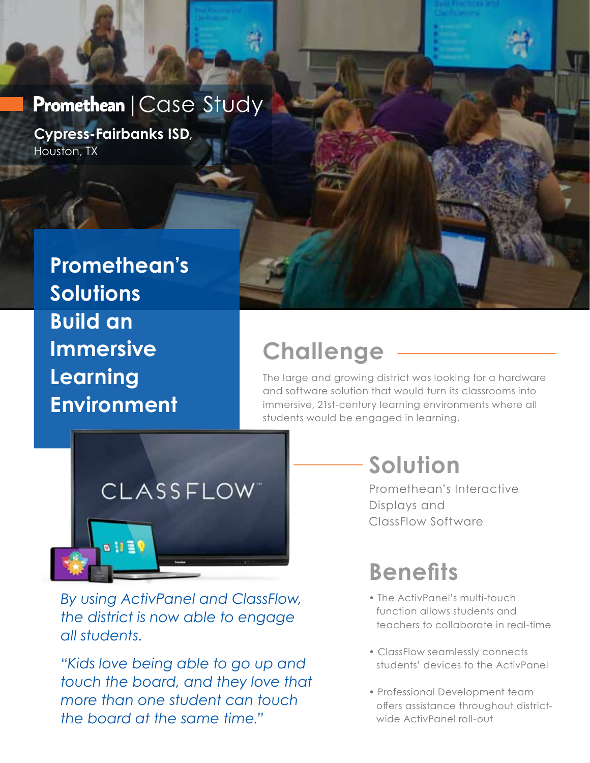**Promethean** | Case Study

**Cypress-Fairbanks ISD,**
Houston, TX

# Promethean's Solutions Build an Immersive Learning Environment

## Challenge

The large and growing district was looking for a hardware and software solution that would turn its classrooms into immersive, 21st-century learning environments where all students would be engaged in learning.

## Solution

Promethean's Interactive Displays and ClassFlow Software

## Benefits

- The ActivPanel's multi-touch function allows students and teachers to collaborate in real-time
- ClassFlow seamlessly connects students' devices to the ActivPanel
- Professional Development team offers assistance throughout district-wide ActivPanel roll-out

*By using ActivPanel and ClassFlow, the district is now able to engage all students.*

*"Kids love being able to go up and touch the board, and they love that more than one student can touch the board at the same time."*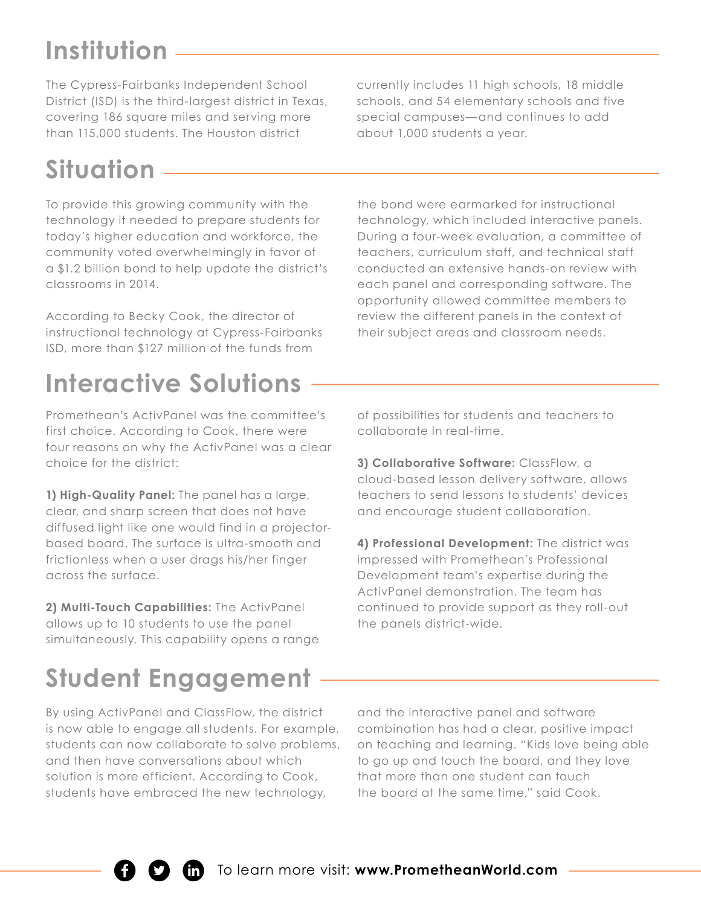## Institution

The Cypress-Fairbanks Independent School District (ISD) is the third-largest district in Texas, covering 186 square miles and serving more than 115,000 students. The Houston district currently includes 11 high schools, 18 middle schools, and 54 elementary schools and five special campuses—and continues to add about 1,000 students a year.

## Situation

To provide this growing community with the technology it needed to prepare students for today's higher education and workforce, the community voted overwhelmingly in favor of a $1.2 billion bond to help update the district's classrooms in 2014.

According to Becky Cook, the director of instructional technology at Cypress-Fairbanks ISD, more than $127 million of the funds from the bond were earmarked for instructional technology, which included interactive panels. During a four-week evaluation, a committee of teachers, curriculum staff, and technical staff conducted an extensive hands-on review with each panel and corresponding software. The opportunity allowed committee members to review the different panels in the context of their subject areas and classroom needs.

## Interactive Solutions

Promethean's ActivPanel was the committee's first choice. According to Cook, there were four reasons on why the ActivPanel was a clear choice for the district:

**1) High-Quality Panel:** The panel has a large, clear, and sharp screen that does not have diffused light like one would find in a projector-based board. The surface is ultra-smooth and frictionless when a user drags his/her finger across the surface.

**2) Multi-Touch Capabilities:** The ActivPanel allows up to 10 students to use the panel simultaneously. This capability opens a range of possibilities for students and teachers to collaborate in real-time.

**3) Collaborative Software:** ClassFlow, a cloud-based lesson delivery software, allows teachers to send lessons to students' devices and encourage student collaboration.

**4) Professional Development:** The district was impressed with Promethean's Professional Development team's expertise during the ActivPanel demonstration. The team has continued to provide support as they roll-out the panels district-wide.

## Student Engagement

By using ActivPanel and ClassFlow, the district is now able to engage all students. For example, students can now collaborate to solve problems, and then have conversations about which solution is more efficient. According to Cook, students have embraced the new technology, and the interactive panel and software combination has had a clear, positive impact on teaching and learning. "Kids love being able to go up and touch the board, and they love that more than one student can touch the board at the same time," said Cook.

To learn more visit: **www.PrometheanWorld.com**